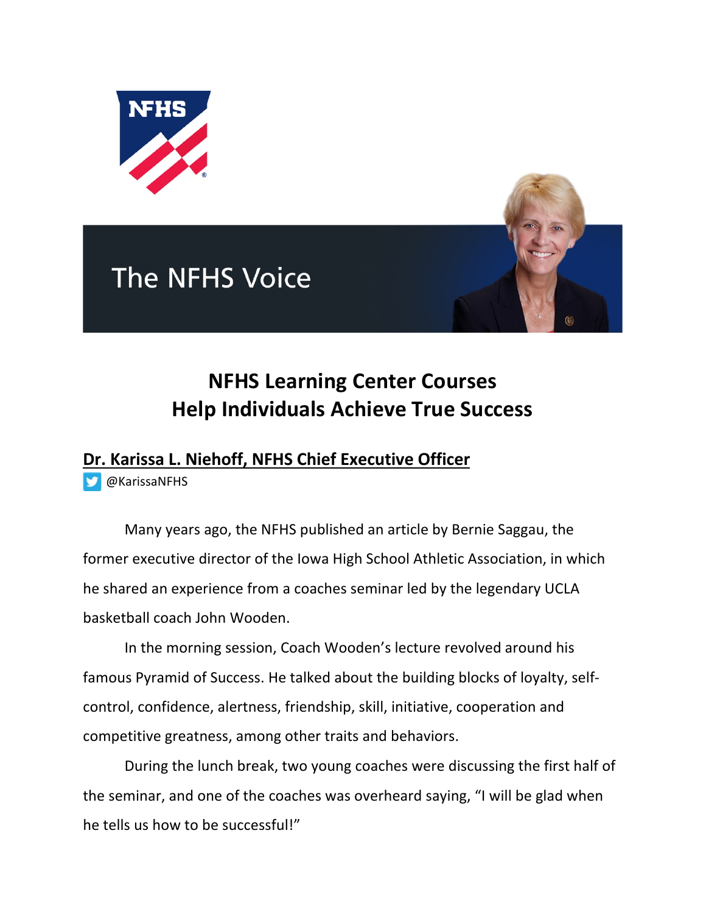The NFHS Voice

# NFHS Learning Center Courses Help Individuals Achieve True Success

**Dr. Karissa L. Niehoff, NFHS Chief Executive Officer**

@KarissaNFHS

Many years ago, the NFHS published an article by Bernie Saggau, the former executive director of the Iowa High School Athletic Association, in which he shared an experience from a coaches seminar led by the legendary UCLA basketball coach John Wooden.

In the morning session, Coach Wooden's lecture revolved around his famous Pyramid of Success. He talked about the building blocks of loyalty, self-control, confidence, alertness, friendship, skill, initiative, cooperation and competitive greatness, among other traits and behaviors.

During the lunch break, two young coaches were discussing the first half of the seminar, and one of the coaches was overheard saying, "I will be glad when he tells us how to be successful!"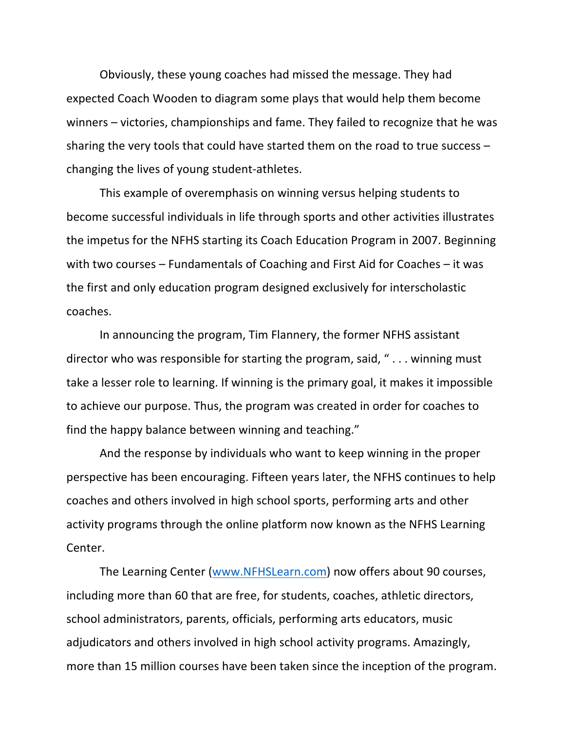Obviously, these young coaches had missed the message. They had expected Coach Wooden to diagram some plays that would help them become winners – victories, championships and fame. They failed to recognize that he was sharing the very tools that could have started them on the road to true success – changing the lives of young student-athletes.

This example of overemphasis on winning versus helping students to become successful individuals in life through sports and other activities illustrates the impetus for the NFHS starting its Coach Education Program in 2007. Beginning with two courses – Fundamentals of Coaching and First Aid for Coaches – it was the first and only education program designed exclusively for interscholastic coaches.

In announcing the program, Tim Flannery, the former NFHS assistant director who was responsible for starting the program, said, " . . . winning must take a lesser role to learning. If winning is the primary goal, it makes it impossible to achieve our purpose. Thus, the program was created in order for coaches to find the happy balance between winning and teaching."

And the response by individuals who want to keep winning in the proper perspective has been encouraging. Fifteen years later, the NFHS continues to help coaches and others involved in high school sports, performing arts and other activity programs through the online platform now known as the NFHS Learning Center.

The Learning Center ([www.NFHSLearn.com](http://www.NFHSLearn.com)) now offers about 90 courses, including more than 60 that are free, for students, coaches, athletic directors, school administrators, parents, officials, performing arts educators, music adjudicators and others involved in high school activity programs. Amazingly, more than 15 million courses have been taken since the inception of the program.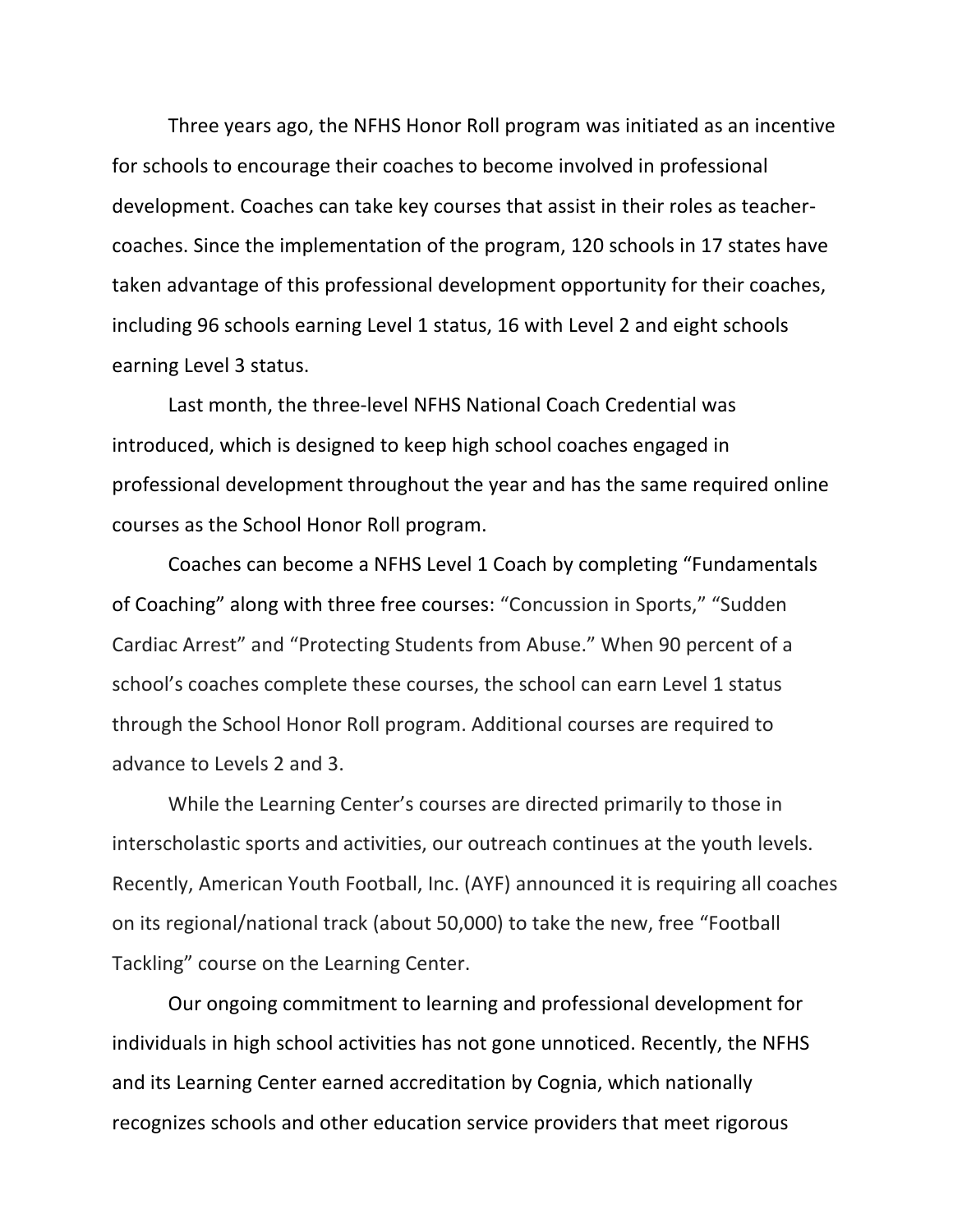Three years ago, the NFHS Honor Roll program was initiated as an incentive for schools to encourage their coaches to become involved in professional development. Coaches can take key courses that assist in their roles as teacher-coaches. Since the implementation of the program, 120 schools in 17 states have taken advantage of this professional development opportunity for their coaches, including 96 schools earning Level 1 status, 16 with Level 2 and eight schools earning Level 3 status.

Last month, the three-level NFHS National Coach Credential was introduced, which is designed to keep high school coaches engaged in professional development throughout the year and has the same required online courses as the School Honor Roll program.

Coaches can become a NFHS Level 1 Coach by completing "Fundamentals of Coaching" along with three free courses: "Concussion in Sports," "Sudden Cardiac Arrest" and "Protecting Students from Abuse." When 90 percent of a school's coaches complete these courses, the school can earn Level 1 status through the School Honor Roll program. Additional courses are required to advance to Levels 2 and 3.

While the Learning Center's courses are directed primarily to those in interscholastic sports and activities, our outreach continues at the youth levels. Recently, American Youth Football, Inc. (AYF) announced it is requiring all coaches on its regional/national track (about 50,000) to take the new, free "Football Tackling" course on the Learning Center.

Our ongoing commitment to learning and professional development for individuals in high school activities has not gone unnoticed. Recently, the NFHS and its Learning Center earned accreditation by Cognia, which nationally recognizes schools and other education service providers that meet rigorous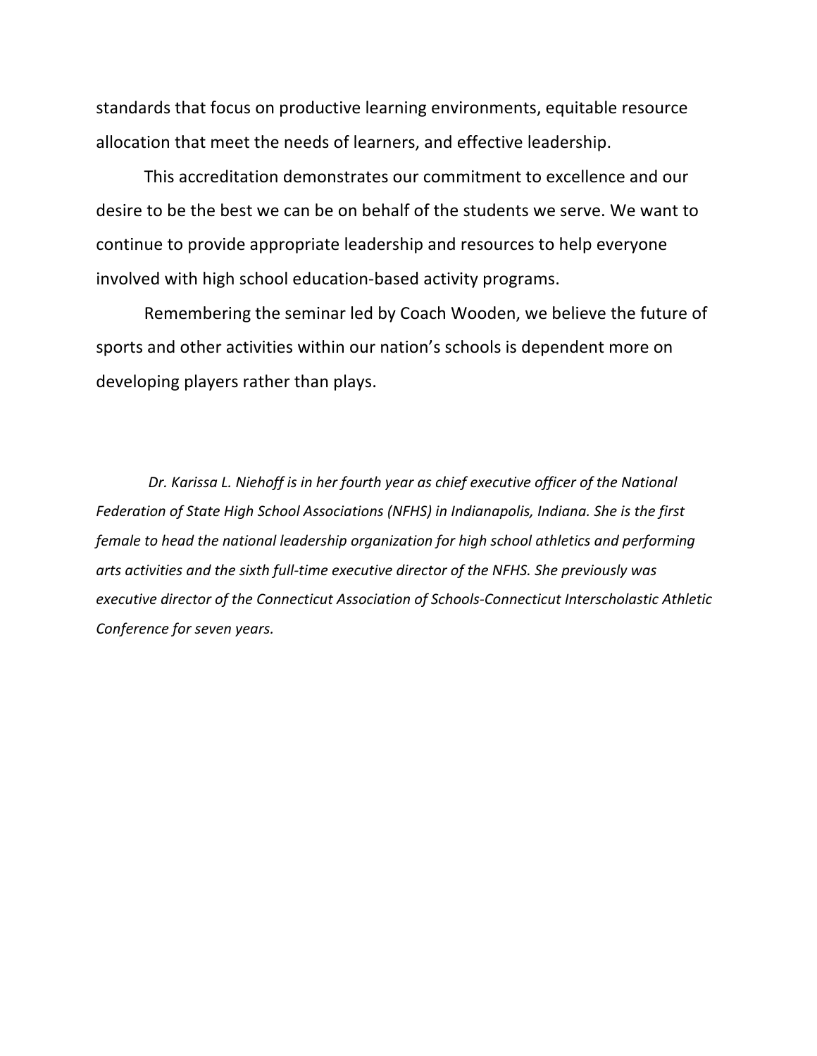standards that focus on productive learning environments, equitable resource allocation that meet the needs of learners, and effective leadership.

This accreditation demonstrates our commitment to excellence and our desire to be the best we can be on behalf of the students we serve. We want to continue to provide appropriate leadership and resources to help everyone involved with high school education-based activity programs.

Remembering the seminar led by Coach Wooden, we believe the future of sports and other activities within our nation's schools is dependent more on developing players rather than plays.

*Dr. Karissa L. Niehoff is in her fourth year as chief executive officer of the National Federation of State High School Associations (NFHS) in Indianapolis, Indiana. She is the first female to head the national leadership organization for high school athletics and performing arts activities and the sixth full-time executive director of the NFHS. She previously was executive director of the Connecticut Association of Schools-Connecticut Interscholastic Athletic Conference for seven years.*